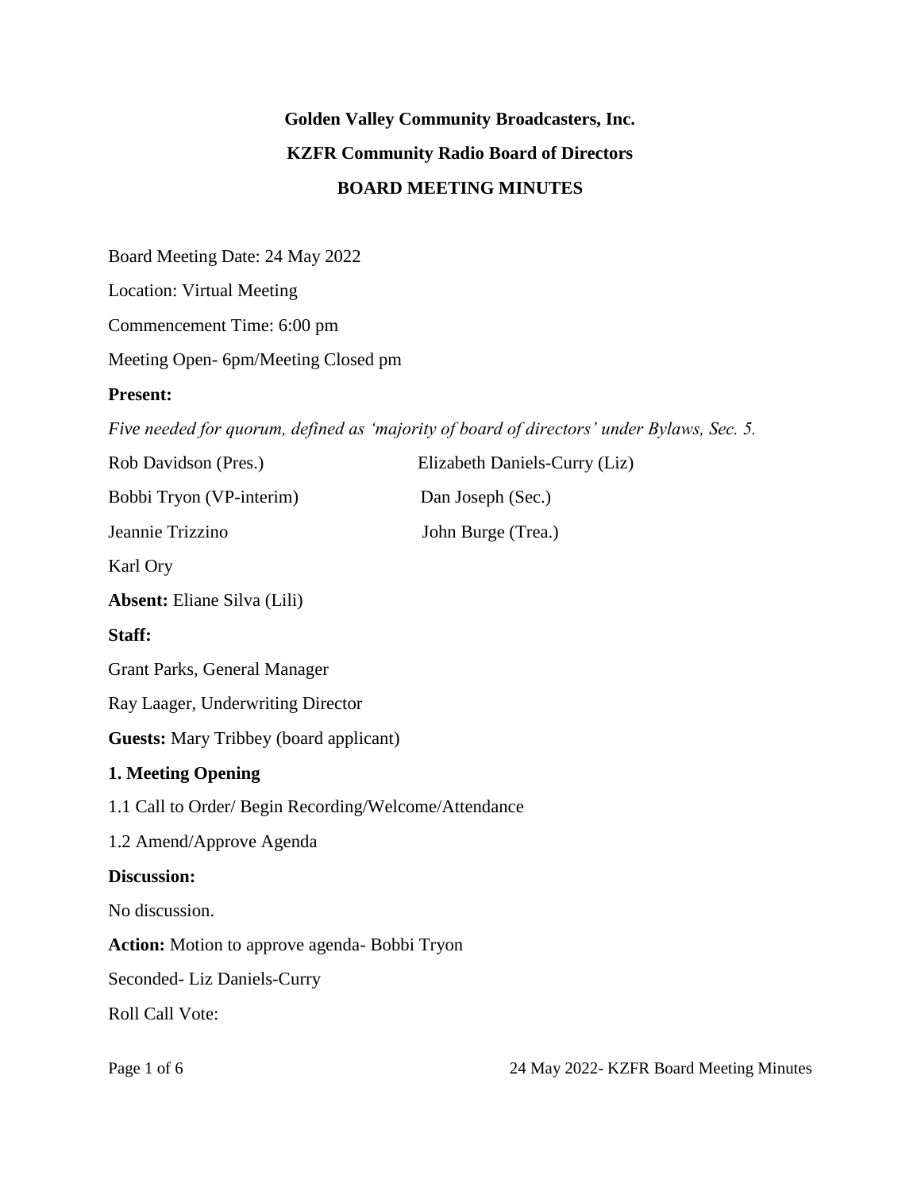**Golden Valley Community Broadcasters, Inc.**

**KZFR Community Radio Board of Directors**

**BOARD MEETING MINUTES**

Board Meeting Date: 24 May 2022

Location: Virtual Meeting

Commencement Time: 6:00 pm

Meeting Open- 6pm/Meeting Closed pm

**Present:**

*Five needed for quorum, defined as 'majority of board of directors' under Bylaws, Sec. 5.*

Rob Davidson (Pres.)

Elizabeth Daniels-Curry (Liz)

Bobbi Tryon (VP-interim)

Dan Joseph (Sec.)

Jeannie Trizzino

John Burge (Trea.)

Karl Ory

**Absent:** Eliane Silva (Lili)

**Staff:**

Grant Parks, General Manager

Ray Laager, Underwriting Director

**Guests:** Mary Tribbey (board applicant)

**1. Meeting Opening**

1.1 Call to Order/ Begin Recording/Welcome/Attendance

1.2 Amend/Approve Agenda

**Discussion:**

No discussion.

**Action:** Motion to approve agenda- Bobbi Tryon

Seconded- Liz Daniels-Curry

Roll Call Vote: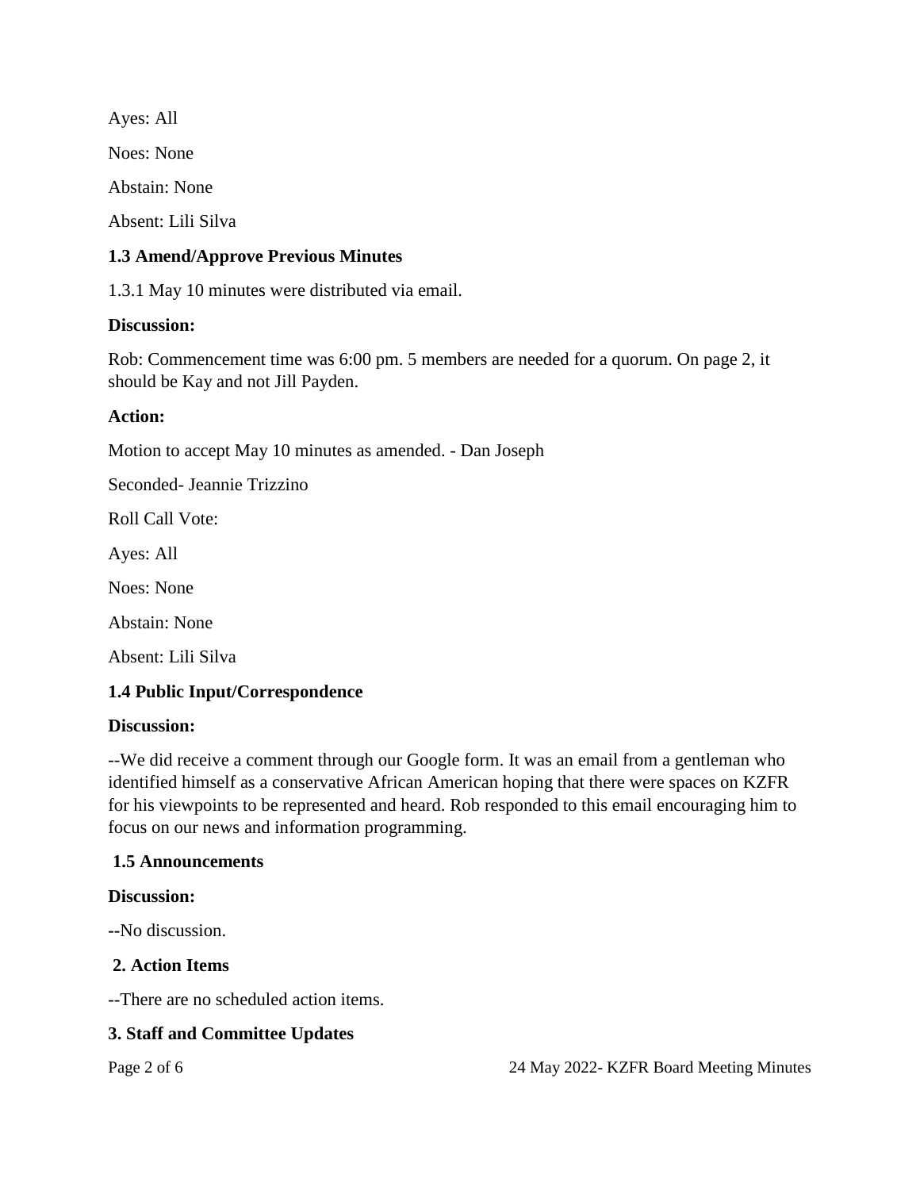Ayes: All

Noes: None

Abstain: None

Absent: Lili Silva

**1.3 Amend/Approve Previous Minutes**

1.3.1 May 10 minutes were distributed via email.

**Discussion:**

Rob: Commencement time was 6:00 pm. 5 members are needed for a quorum. On page 2, it should be Kay and not Jill Payden.

**Action:**

Motion to accept May 10 minutes as amended. - Dan Joseph

Seconded- Jeannie Trizzino

Roll Call Vote:

Ayes: All

Noes: None

Abstain: None

Absent: Lili Silva

**1.4 Public Input/Correspondence**

**Discussion:**

--We did receive a comment through our Google form. It was an email from a gentleman who identified himself as a conservative African American hoping that there were spaces on KZFR for his viewpoints to be represented and heard. Rob responded to this email encouraging him to focus on our news and information programming.

**1.5 Announcements**

**Discussion:**

--No discussion.

**2. Action Items**

--There are no scheduled action items.

**3. Staff and Committee Updates**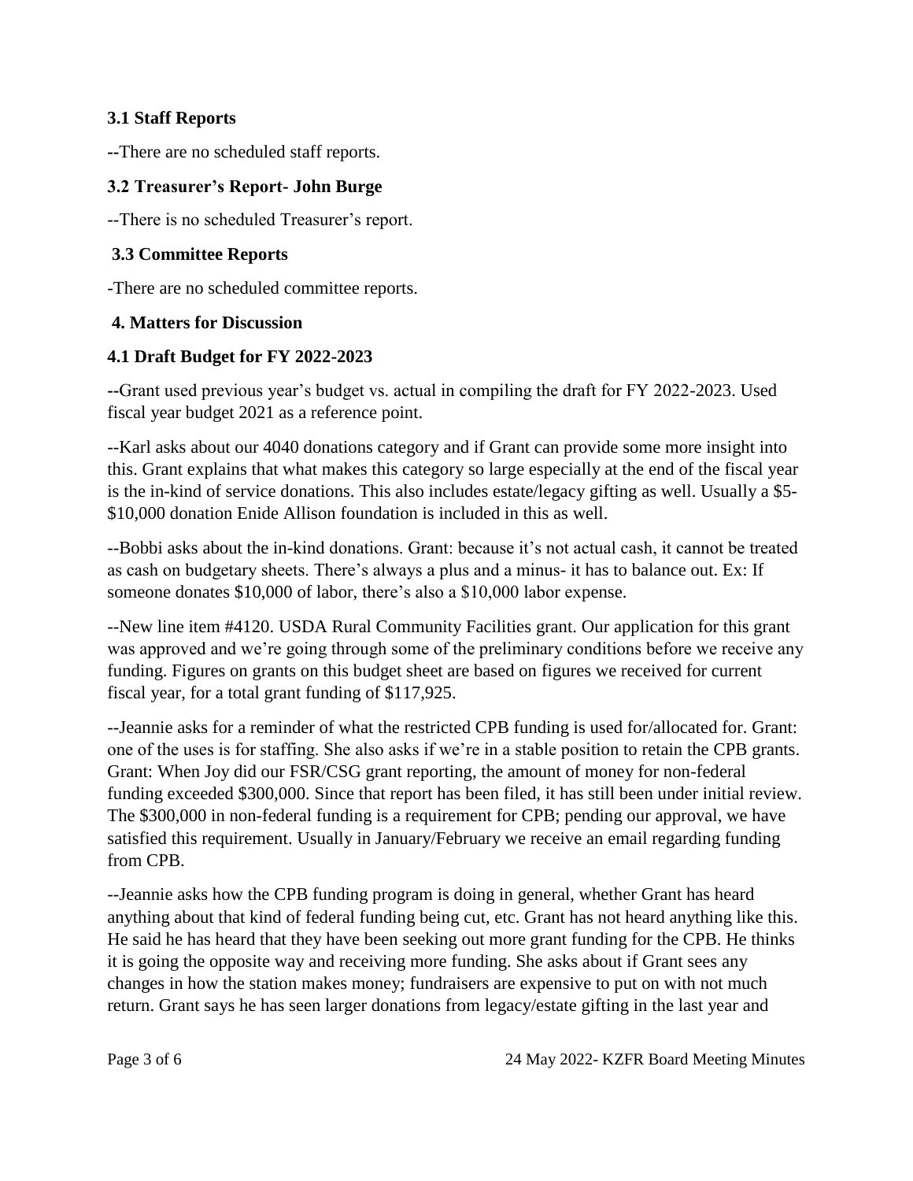### 3.1 Staff Reports

--There are no scheduled staff reports.

### 3.2 Treasurer's Report- John Burge

--There is no scheduled Treasurer's report.

### 3.3 Committee Reports

-There are no scheduled committee reports.

## 4. Matters for Discussion

### 4.1 Draft Budget for FY 2022-2023

--Grant used previous year's budget vs. actual in compiling the draft for FY 2022-2023. Used fiscal year budget 2021 as a reference point.

--Karl asks about our 4040 donations category and if Grant can provide some more insight into this. Grant explains that what makes this category so large especially at the end of the fiscal year is the in-kind of service donations. This also includes estate/legacy gifting as well. Usually a $5-$10,000 donation Enide Allison foundation is included in this as well.

--Bobbi asks about the in-kind donations. Grant: because it's not actual cash, it cannot be treated as cash on budgetary sheets. There's always a plus and a minus- it has to balance out. Ex: If someone donates $10,000 of labor, there's also a $10,000 labor expense.

--New line item #4120. USDA Rural Community Facilities grant. Our application for this grant was approved and we're going through some of the preliminary conditions before we receive any funding. Figures on grants on this budget sheet are based on figures we received for current fiscal year, for a total grant funding of $117,925.

--Jeannie asks for a reminder of what the restricted CPB funding is used for/allocated for. Grant: one of the uses is for staffing. She also asks if we're in a stable position to retain the CPB grants. Grant: When Joy did our FSR/CSG grant reporting, the amount of money for non-federal funding exceeded $300,000. Since that report has been filed, it has still been under initial review. The $300,000 in non-federal funding is a requirement for CPB; pending our approval, we have satisfied this requirement. Usually in January/February we receive an email regarding funding from CPB.

--Jeannie asks how the CPB funding program is doing in general, whether Grant has heard anything about that kind of federal funding being cut, etc. Grant has not heard anything like this. He said he has heard that they have been seeking out more grant funding for the CPB. He thinks it is going the opposite way and receiving more funding. She asks about if Grant sees any changes in how the station makes money; fundraisers are expensive to put on with not much return. Grant says he has seen larger donations from legacy/estate gifting in the last year and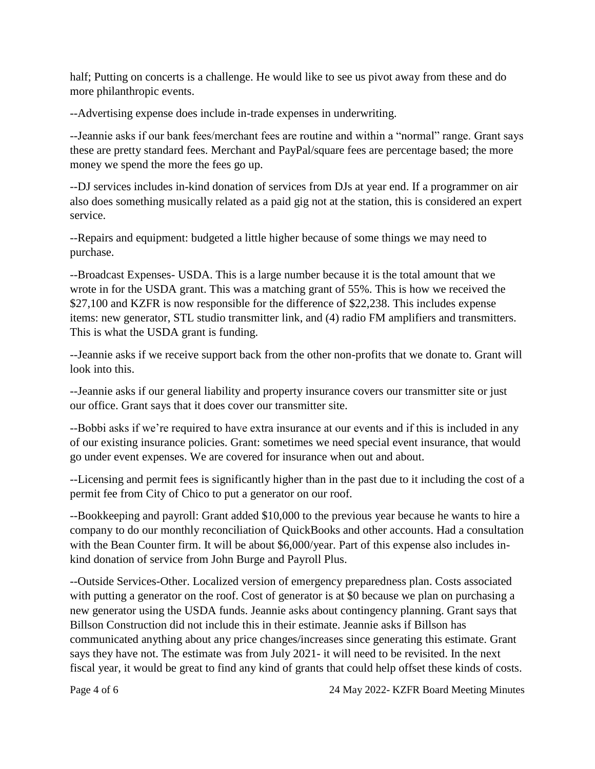half; Putting on concerts is a challenge. He would like to see us pivot away from these and do more philanthropic events.

--Advertising expense does include in-trade expenses in underwriting.

--Jeannie asks if our bank fees/merchant fees are routine and within a "normal" range. Grant says these are pretty standard fees. Merchant and PayPal/square fees are percentage based; the more money we spend the more the fees go up.

--DJ services includes in-kind donation of services from DJs at year end. If a programmer on air also does something musically related as a paid gig not at the station, this is considered an expert service.

--Repairs and equipment: budgeted a little higher because of some things we may need to purchase.

--Broadcast Expenses- USDA. This is a large number because it is the total amount that we wrote in for the USDA grant. This was a matching grant of 55%. This is how we received the $27,100 and KZFR is now responsible for the difference of $22,238. This includes expense items: new generator, STL studio transmitter link, and (4) radio FM amplifiers and transmitters. This is what the USDA grant is funding.

--Jeannie asks if we receive support back from the other non-profits that we donate to. Grant will look into this.

--Jeannie asks if our general liability and property insurance covers our transmitter site or just our office. Grant says that it does cover our transmitter site.

--Bobbi asks if we're required to have extra insurance at our events and if this is included in any of our existing insurance policies. Grant: sometimes we need special event insurance, that would go under event expenses. We are covered for insurance when out and about.

--Licensing and permit fees is significantly higher than in the past due to it including the cost of a permit fee from City of Chico to put a generator on our roof.

--Bookkeeping and payroll: Grant added $10,000 to the previous year because he wants to hire a company to do our monthly reconciliation of QuickBooks and other accounts. Had a consultation with the Bean Counter firm. It will be about $6,000/year. Part of this expense also includes in-kind donation of service from John Burge and Payroll Plus.

--Outside Services-Other. Localized version of emergency preparedness plan. Costs associated with putting a generator on the roof. Cost of generator is at $0 because we plan on purchasing a new generator using the USDA funds. Jeannie asks about contingency planning. Grant says that Billson Construction did not include this in their estimate. Jeannie asks if Billson has communicated anything about any price changes/increases since generating this estimate. Grant says they have not. The estimate was from July 2021- it will need to be revisited. In the next fiscal year, it would be great to find any kind of grants that could help offset these kinds of costs.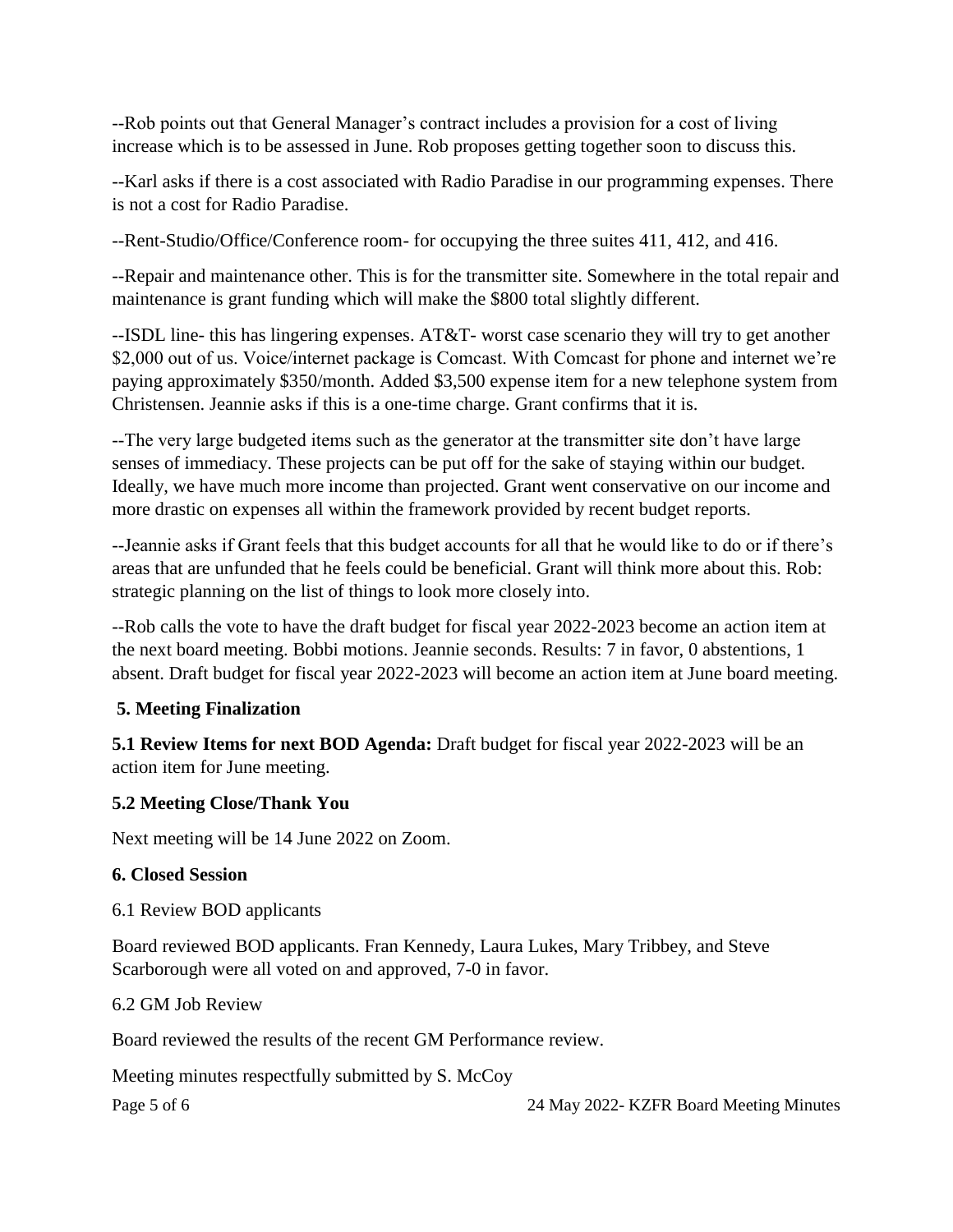--Rob points out that General Manager's contract includes a provision for a cost of living increase which is to be assessed in June. Rob proposes getting together soon to discuss this.

--Karl asks if there is a cost associated with Radio Paradise in our programming expenses. There is not a cost for Radio Paradise.

--Rent-Studio/Office/Conference room- for occupying the three suites 411, 412, and 416.

--Repair and maintenance other. This is for the transmitter site. Somewhere in the total repair and maintenance is grant funding which will make the $800 total slightly different.

--ISDL line- this has lingering expenses. AT&T- worst case scenario they will try to get another $2,000 out of us. Voice/internet package is Comcast. With Comcast for phone and internet we're paying approximately $350/month. Added $3,500 expense item for a new telephone system from Christensen. Jeannie asks if this is a one-time charge. Grant confirms that it is.

--The very large budgeted items such as the generator at the transmitter site don't have large senses of immediacy. These projects can be put off for the sake of staying within our budget. Ideally, we have much more income than projected. Grant went conservative on our income and more drastic on expenses all within the framework provided by recent budget reports.

--Jeannie asks if Grant feels that this budget accounts for all that he would like to do or if there's areas that are unfunded that he feels could be beneficial. Grant will think more about this. Rob: strategic planning on the list of things to look more closely into.

--Rob calls the vote to have the draft budget for fiscal year 2022-2023 become an action item at the next board meeting. Bobbi motions. Jeannie seconds. Results: 7 in favor, 0 abstentions, 1 absent. Draft budget for fiscal year 2022-2023 will become an action item at June board meeting.

### 5. Meeting Finalization

**5.1 Review Items for next BOD Agenda:** Draft budget for fiscal year 2022-2023 will be an action item for June meeting.

**5.2 Meeting Close/Thank You**

Next meeting will be 14 June 2022 on Zoom.

### 6. Closed Session

6.1 Review BOD applicants

Board reviewed BOD applicants. Fran Kennedy, Laura Lukes, Mary Tribbey, and Steve Scarborough were all voted on and approved, 7-0 in favor.

6.2 GM Job Review

Board reviewed the results of the recent GM Performance review.

Meeting minutes respectfully submitted by S. McCoy